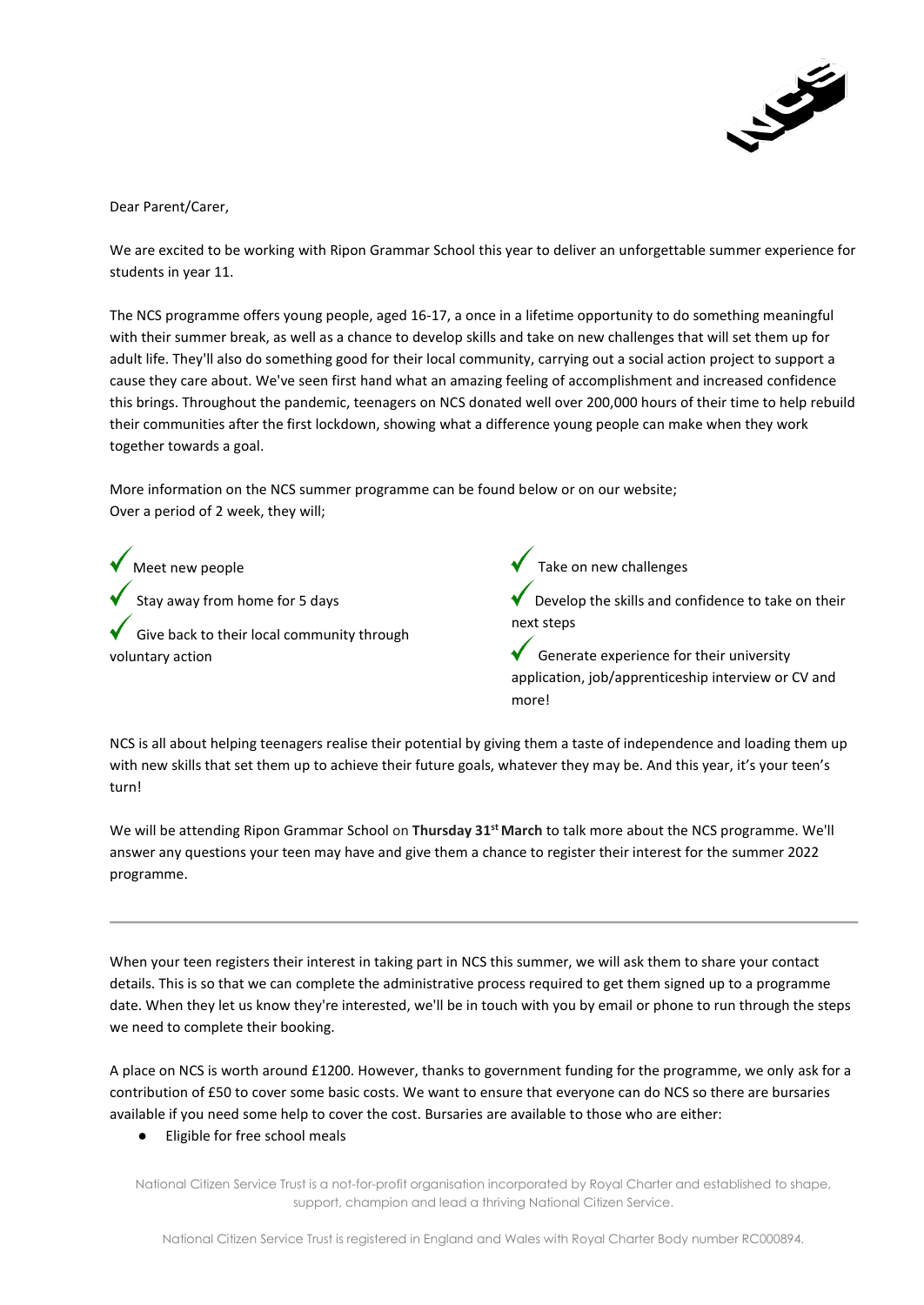Dear Parent/Carer,

We are excited to be working with Ripon Grammar School this year to deliver an unforgettable summer experience for students in year 11.

The NCS programme offers young people, aged 16-17, a once in a lifetime opportunity to do something meaningful with their summer break, as well as a chance to develop skills and take on new challenges that will set them up for adult life. They'll also do something good for their local community, carrying out a social action project to support a cause they care about. We've seen first hand what an amazing feeling of accomplishment and increased confidence this brings. Throughout the pandemic, teenagers on NCS donated well over 200,000 hours of their time to help rebuild their communities after the first lockdown, showing what a difference young people can make when they work together towards a goal.

More information on the NCS summer programme can be found below or on our website;
Over a period of 2 week, they will;

- ✓ Meet new people
- ✓ Stay away from home for 5 days
- ✓ Give back to their local community through voluntary action
- ✓ Take on new challenges
- ✓ Develop the skills and confidence to take on their next steps
- ✓ Generate experience for their university application, job/apprenticeship interview or CV and more!

NCS is all about helping teenagers realise their potential by giving them a taste of independence and loading them up with new skills that set them up to achieve their future goals, whatever they may be. And this year, it's your teen's turn!

We will be attending Ripon Grammar School on **Thursday 31st March** to talk more about the NCS programme. We'll answer any questions your teen may have and give them a chance to register their interest for the summer 2022 programme.

---

When your teen registers their interest in taking part in NCS this summer, we will ask them to share your contact details. This is so that we can complete the administrative process required to get them signed up to a programme date. When they let us know they're interested, we'll be in touch with you by email or phone to run through the steps we need to complete their booking.

A place on NCS is worth around £1200. However, thanks to government funding for the programme, we only ask for a contribution of £50 to cover some basic costs. We want to ensure that everyone can do NCS so there are bursaries available if you need some help to cover the cost. Bursaries are available to those who are either:

- Eligible for free school meals

National Citizen Service Trust is a not-for-profit organisation incorporated by Royal Charter and established to shape, support, champion and lead a thriving National Citizen Service.

National Citizen Service Trust is registered in England and Wales with Royal Charter Body number RC000894.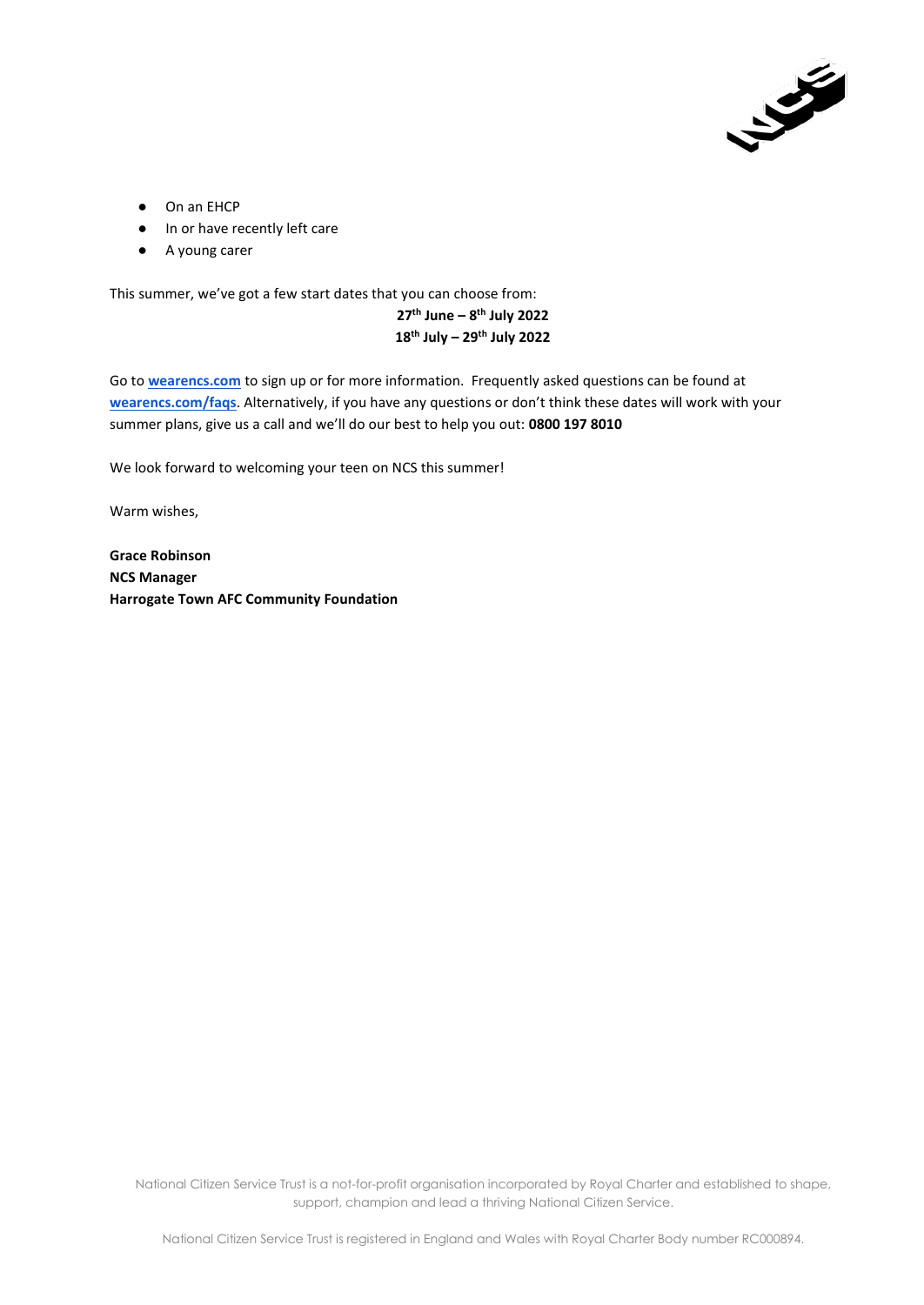- On an EHCP
- In or have recently left care
- A young carer

This summer, we've got a few start dates that you can choose from:

**27th June – 8th July 2022**
**18th July – 29th July 2022**

Go to **wearencs.com** to sign up or for more information. Frequently asked questions can be found at **wearencs.com/faqs**. Alternatively, if you have any questions or don't think these dates will work with your summer plans, give us a call and we'll do our best to help you out: **0800 197 8010**

We look forward to welcoming your teen on NCS this summer!

Warm wishes,

**Grace Robinson**
**NCS Manager**
**Harrogate Town AFC Community Foundation**

National Citizen Service Trust is a not-for-profit organisation incorporated by Royal Charter and established to shape, support, champion and lead a thriving National Citizen Service.

National Citizen Service Trust is registered in England and Wales with Royal Charter Body number RC000894.